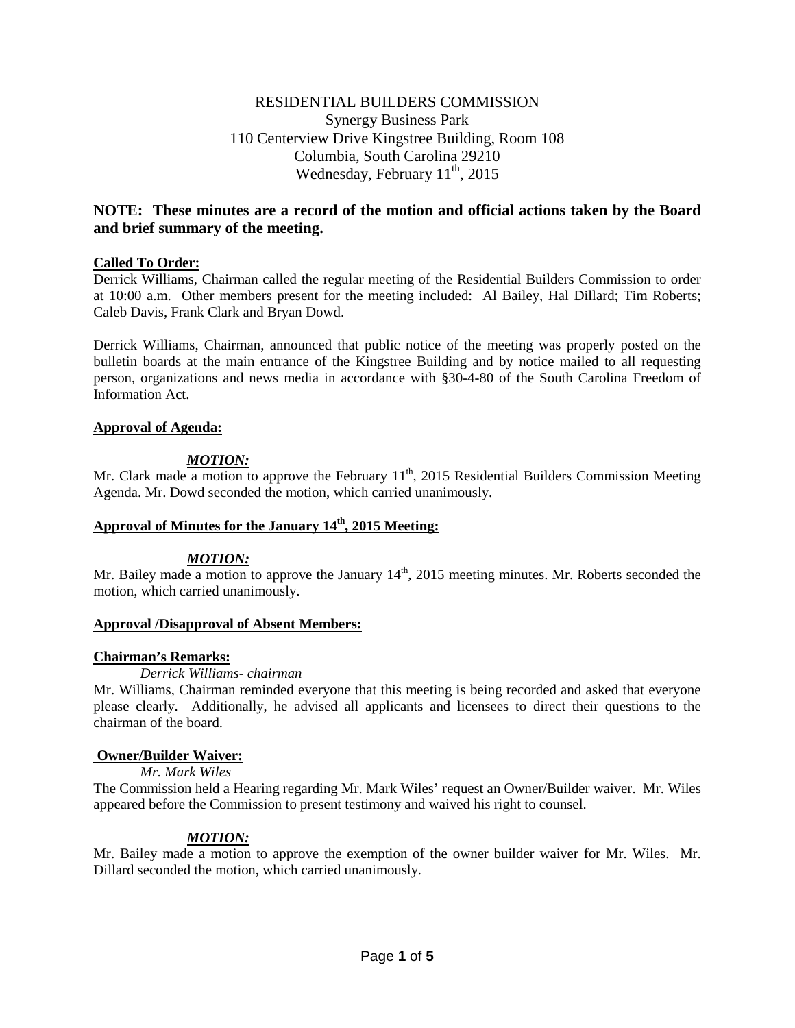RESIDENTIAL BUILDERS COMMISSION
Synergy Business Park
110 Centerview Drive Kingstree Building, Room 108
Columbia, South Carolina 29210
Wednesday, February 11th, 2015

**NOTE: These minutes are a record of the motion and official actions taken by the Board and brief summary of the meeting.**

**Called To Order:**

Derrick Williams, Chairman called the regular meeting of the Residential Builders Commission to order at 10:00 a.m. Other members present for the meeting included: Al Bailey, Hal Dillard; Tim Roberts; Caleb Davis, Frank Clark and Bryan Dowd.

Derrick Williams, Chairman, announced that public notice of the meeting was properly posted on the bulletin boards at the main entrance of the Kingstree Building and by notice mailed to all requesting person, organizations and news media in accordance with §30-4-80 of the South Carolina Freedom of Information Act.

**Approval of Agenda:**

***MOTION:***

Mr. Clark made a motion to approve the February 11th, 2015 Residential Builders Commission Meeting Agenda. Mr. Dowd seconded the motion, which carried unanimously.

**Approval of Minutes for the January 14th, 2015 Meeting:**

***MOTION:***

Mr. Bailey made a motion to approve the January 14th, 2015 meeting minutes. Mr. Roberts seconded the motion, which carried unanimously.

**Approval /Disapproval of Absent Members:**

**Chairman's Remarks:**

*Derrick Williams- chairman*

Mr. Williams, Chairman reminded everyone that this meeting is being recorded and asked that everyone please clearly. Additionally, he advised all applicants and licensees to direct their questions to the chairman of the board.

**Owner/Builder Waiver:**

*Mr. Mark Wiles*

The Commission held a Hearing regarding Mr. Mark Wiles' request an Owner/Builder waiver. Mr. Wiles appeared before the Commission to present testimony and waived his right to counsel.

***MOTION:***

Mr. Bailey made a motion to approve the exemption of the owner builder waiver for Mr. Wiles. Mr. Dillard seconded the motion, which carried unanimously.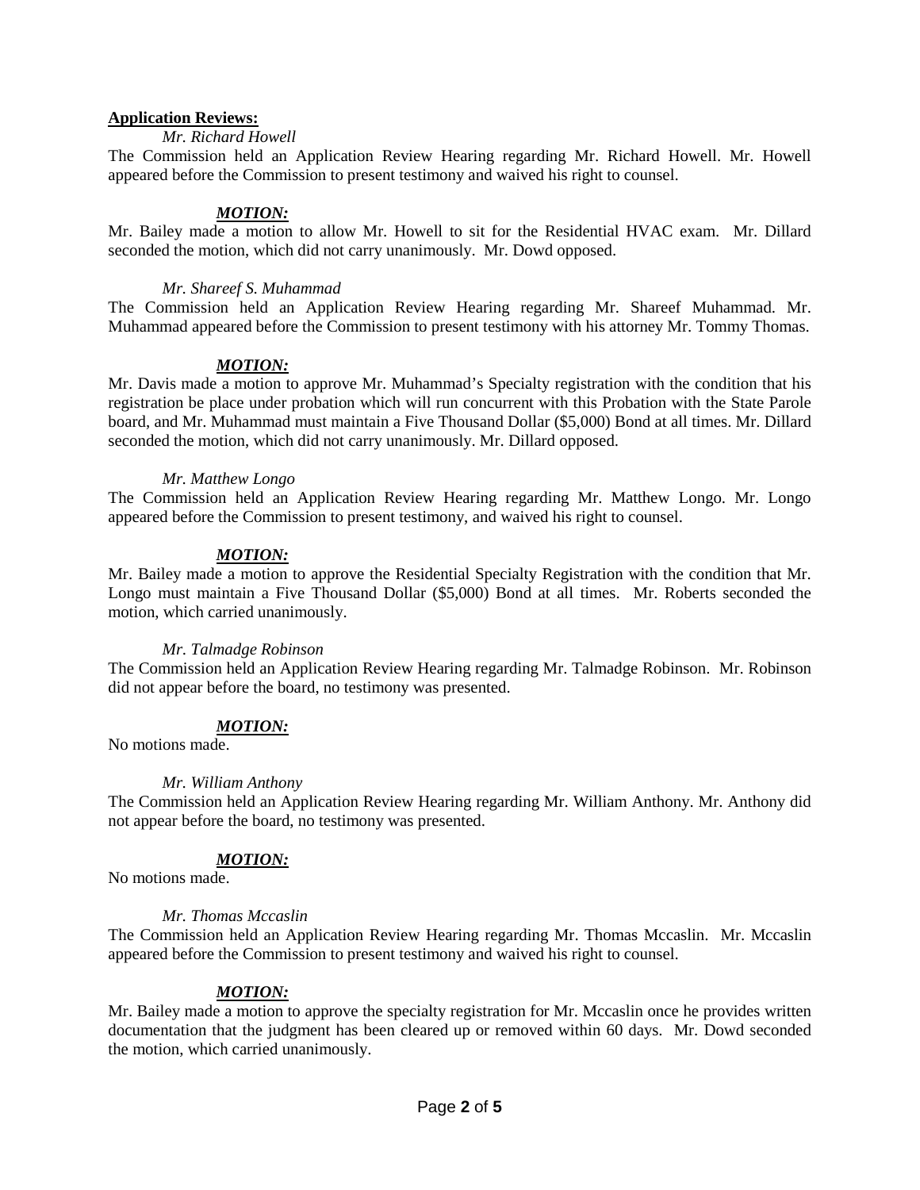**Application Reviews:**

*Mr. Richard Howell*

The Commission held an Application Review Hearing regarding Mr. Richard Howell. Mr. Howell appeared before the Commission to present testimony and waived his right to counsel.

***MOTION:***

Mr. Bailey made a motion to allow Mr. Howell to sit for the Residential HVAC exam. Mr. Dillard seconded the motion, which did not carry unanimously. Mr. Dowd opposed.

*Mr. Shareef S. Muhammad*

The Commission held an Application Review Hearing regarding Mr. Shareef Muhammad. Mr. Muhammad appeared before the Commission to present testimony with his attorney Mr. Tommy Thomas.

***MOTION:***

Mr. Davis made a motion to approve Mr. Muhammad's Specialty registration with the condition that his registration be place under probation which will run concurrent with this Probation with the State Parole board, and Mr. Muhammad must maintain a Five Thousand Dollar ($5,000) Bond at all times. Mr. Dillard seconded the motion, which did not carry unanimously. Mr. Dillard opposed.

*Mr. Matthew Longo*

The Commission held an Application Review Hearing regarding Mr. Matthew Longo. Mr. Longo appeared before the Commission to present testimony, and waived his right to counsel.

***MOTION:***

Mr. Bailey made a motion to approve the Residential Specialty Registration with the condition that Mr. Longo must maintain a Five Thousand Dollar ($5,000) Bond at all times. Mr. Roberts seconded the motion, which carried unanimously.

*Mr. Talmadge Robinson*

The Commission held an Application Review Hearing regarding Mr. Talmadge Robinson. Mr. Robinson did not appear before the board, no testimony was presented.

***MOTION:***

No motions made.

*Mr. William Anthony*

The Commission held an Application Review Hearing regarding Mr. William Anthony. Mr. Anthony did not appear before the board, no testimony was presented.

***MOTION:***

No motions made.

*Mr. Thomas Mccaslin*

The Commission held an Application Review Hearing regarding Mr. Thomas Mccaslin. Mr. Mccaslin appeared before the Commission to present testimony and waived his right to counsel.

***MOTION:***

Mr. Bailey made a motion to approve the specialty registration for Mr. Mccaslin once he provides written documentation that the judgment has been cleared up or removed within 60 days. Mr. Dowd seconded the motion, which carried unanimously.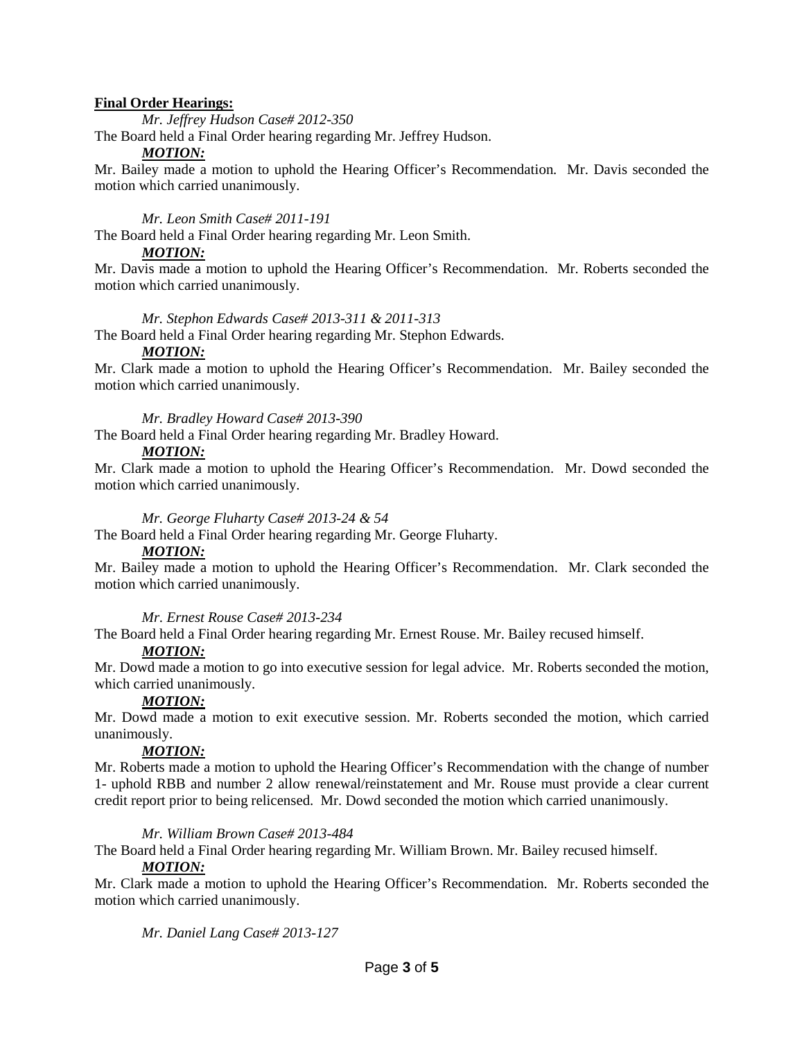**Final Order Hearings:**

*Mr. Jeffrey Hudson Case# 2012-350*

The Board held a Final Order hearing regarding Mr. Jeffrey Hudson.

***MOTION:***

Mr. Bailey made a motion to uphold the Hearing Officer's Recommendation. Mr. Davis seconded the motion which carried unanimously.

*Mr. Leon Smith Case# 2011-191*

The Board held a Final Order hearing regarding Mr. Leon Smith.

***MOTION:***

Mr. Davis made a motion to uphold the Hearing Officer's Recommendation. Mr. Roberts seconded the motion which carried unanimously.

*Mr. Stephon Edwards Case# 2013-311 & 2011-313*

The Board held a Final Order hearing regarding Mr. Stephon Edwards.

***MOTION:***

Mr. Clark made a motion to uphold the Hearing Officer's Recommendation. Mr. Bailey seconded the motion which carried unanimously.

*Mr. Bradley Howard Case# 2013-390*

The Board held a Final Order hearing regarding Mr. Bradley Howard.

***MOTION:***

Mr. Clark made a motion to uphold the Hearing Officer's Recommendation. Mr. Dowd seconded the motion which carried unanimously.

*Mr. George Fluharty Case# 2013-24 & 54*

The Board held a Final Order hearing regarding Mr. George Fluharty.

***MOTION:***

Mr. Bailey made a motion to uphold the Hearing Officer's Recommendation. Mr. Clark seconded the motion which carried unanimously.

*Mr. Ernest Rouse Case# 2013-234*

The Board held a Final Order hearing regarding Mr. Ernest Rouse. Mr. Bailey recused himself.

***MOTION:***

Mr. Dowd made a motion to go into executive session for legal advice. Mr. Roberts seconded the motion, which carried unanimously.

***MOTION:***

Mr. Dowd made a motion to exit executive session. Mr. Roberts seconded the motion, which carried unanimously.

***MOTION:***

Mr. Roberts made a motion to uphold the Hearing Officer's Recommendation with the change of number 1- uphold RBB and number 2 allow renewal/reinstatement and Mr. Rouse must provide a clear current credit report prior to being relicensed. Mr. Dowd seconded the motion which carried unanimously.

*Mr. William Brown Case# 2013-484*

The Board held a Final Order hearing regarding Mr. William Brown. Mr. Bailey recused himself.

***MOTION:***

Mr. Clark made a motion to uphold the Hearing Officer's Recommendation. Mr. Roberts seconded the motion which carried unanimously.

*Mr. Daniel Lang Case# 2013-127*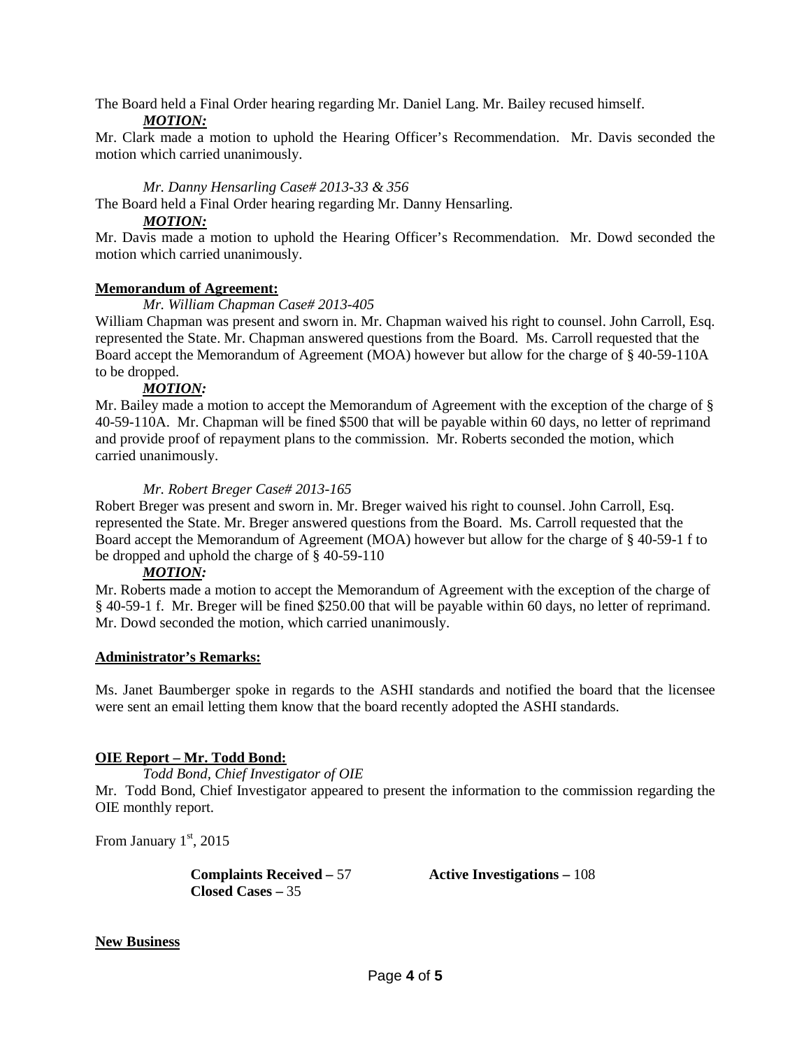The Board held a Final Order hearing regarding Mr. Daniel Lang. Mr. Bailey recused himself.

***MOTION:***

Mr. Clark made a motion to uphold the Hearing Officer's Recommendation. Mr. Davis seconded the motion which carried unanimously.

*Mr. Danny Hensarling Case# 2013-33 & 356*

The Board held a Final Order hearing regarding Mr. Danny Hensarling.

***MOTION:***

Mr. Davis made a motion to uphold the Hearing Officer's Recommendation. Mr. Dowd seconded the motion which carried unanimously.

**Memorandum of Agreement:**

*Mr. William Chapman Case# 2013-405*

William Chapman was present and sworn in. Mr. Chapman waived his right to counsel. John Carroll, Esq. represented the State. Mr. Chapman answered questions from the Board. Ms. Carroll requested that the Board accept the Memorandum of Agreement (MOA) however but allow for the charge of § 40-59-110A to be dropped.

***MOTION:***

Mr. Bailey made a motion to accept the Memorandum of Agreement with the exception of the charge of § 40-59-110A. Mr. Chapman will be fined $500 that will be payable within 60 days, no letter of reprimand and provide proof of repayment plans to the commission. Mr. Roberts seconded the motion, which carried unanimously.

*Mr. Robert Breger Case# 2013-165*

Robert Breger was present and sworn in. Mr. Breger waived his right to counsel. John Carroll, Esq. represented the State. Mr. Breger answered questions from the Board. Ms. Carroll requested that the Board accept the Memorandum of Agreement (MOA) however but allow for the charge of § 40-59-1 f to be dropped and uphold the charge of § 40-59-110

***MOTION:***

Mr. Roberts made a motion to accept the Memorandum of Agreement with the exception of the charge of § 40-59-1 f. Mr. Breger will be fined $250.00 that will be payable within 60 days, no letter of reprimand. Mr. Dowd seconded the motion, which carried unanimously.

**Administrator's Remarks:**

Ms. Janet Baumberger spoke in regards to the ASHI standards and notified the board that the licensee were sent an email letting them know that the board recently adopted the ASHI standards.

**OIE Report – Mr. Todd Bond:**

*Todd Bond, Chief Investigator of OIE*

Mr. Todd Bond, Chief Investigator appeared to present the information to the commission regarding the OIE monthly report.

From January 1st, 2015

**Complaints Received –** 57 **Active Investigations –** 108

**Closed Cases –** 35

**New Business**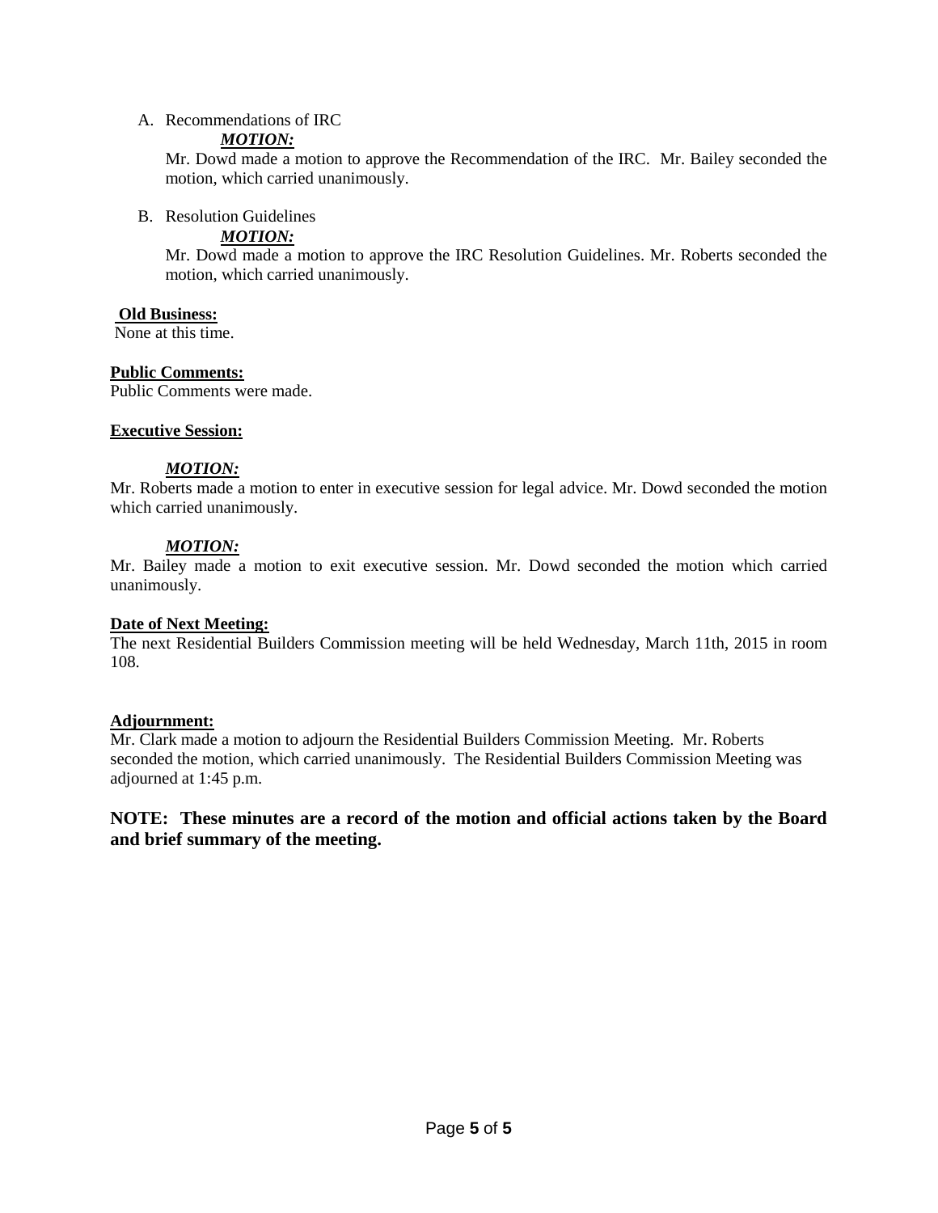A. Recommendations of IRC

   ***MOTION:***

   Mr. Dowd made a motion to approve the Recommendation of the IRC. Mr. Bailey seconded the motion, which carried unanimously.

B. Resolution Guidelines

   ***MOTION:***

   Mr. Dowd made a motion to approve the IRC Resolution Guidelines. Mr. Roberts seconded the motion, which carried unanimously.

**Old Business:**

None at this time.

**Public Comments:**

Public Comments were made.

**Executive Session:**

***MOTION:***

Mr. Roberts made a motion to enter in executive session for legal advice. Mr. Dowd seconded the motion which carried unanimously.

***MOTION:***

Mr. Bailey made a motion to exit executive session. Mr. Dowd seconded the motion which carried unanimously.

**Date of Next Meeting:**

The next Residential Builders Commission meeting will be held Wednesday, March 11th, 2015 in room 108.

**Adjournment:**

Mr. Clark made a motion to adjourn the Residential Builders Commission Meeting. Mr. Roberts seconded the motion, which carried unanimously. The Residential Builders Commission Meeting was adjourned at 1:45 p.m.

**NOTE: These minutes are a record of the motion and official actions taken by the Board and brief summary of the meeting.**